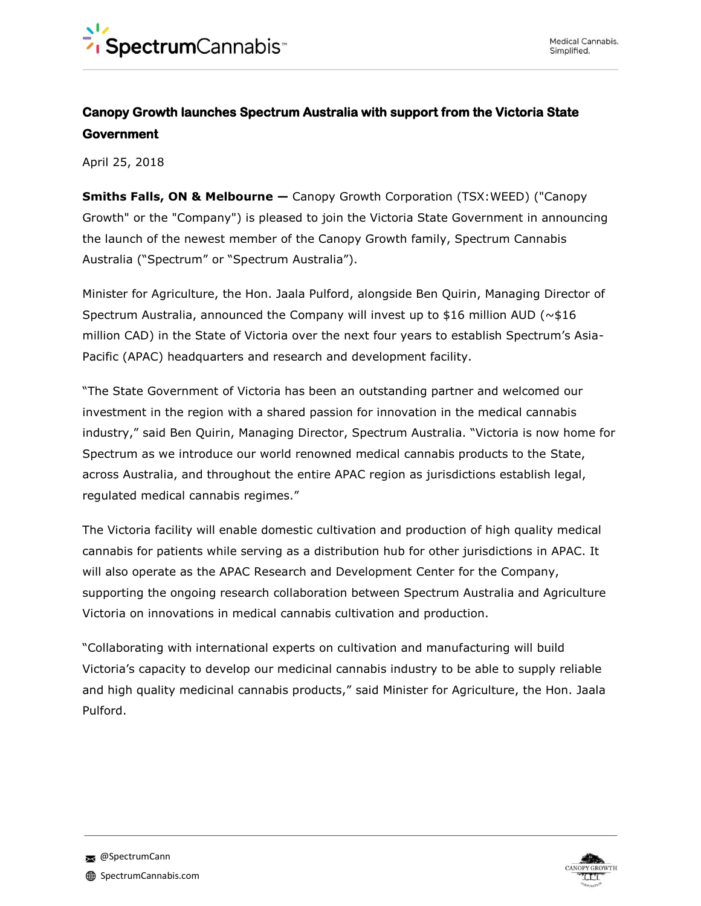# Canopy Growth launches Spectrum Australia with support from the Victoria State Government

April 25, 2018

**Smiths Falls, ON & Melbourne —** Canopy Growth Corporation (TSX:WEED) ("Canopy Growth" or the "Company") is pleased to join the Victoria State Government in announcing the launch of the newest member of the Canopy Growth family, Spectrum Cannabis Australia ("Spectrum" or "Spectrum Australia").

Minister for Agriculture, the Hon. Jaala Pulford, alongside Ben Quirin, Managing Director of Spectrum Australia, announced the Company will invest up to $16 million AUD (~$16 million CAD) in the State of Victoria over the next four years to establish Spectrum's Asia-Pacific (APAC) headquarters and research and development facility.

"The State Government of Victoria has been an outstanding partner and welcomed our investment in the region with a shared passion for innovation in the medical cannabis industry," said Ben Quirin, Managing Director, Spectrum Australia. "Victoria is now home for Spectrum as we introduce our world renowned medical cannabis products to the State, across Australia, and throughout the entire APAC region as jurisdictions establish legal, regulated medical cannabis regimes."

The Victoria facility will enable domestic cultivation and production of high quality medical cannabis for patients while serving as a distribution hub for other jurisdictions in APAC. It will also operate as the APAC Research and Development Center for the Company, supporting the ongoing research collaboration between Spectrum Australia and Agriculture Victoria on innovations in medical cannabis cultivation and production.

"Collaborating with international experts on cultivation and manufacturing will build Victoria's capacity to develop our medicinal cannabis industry to be able to supply reliable and high quality medicinal cannabis products," said Minister for Agriculture, the Hon. Jaala Pulford.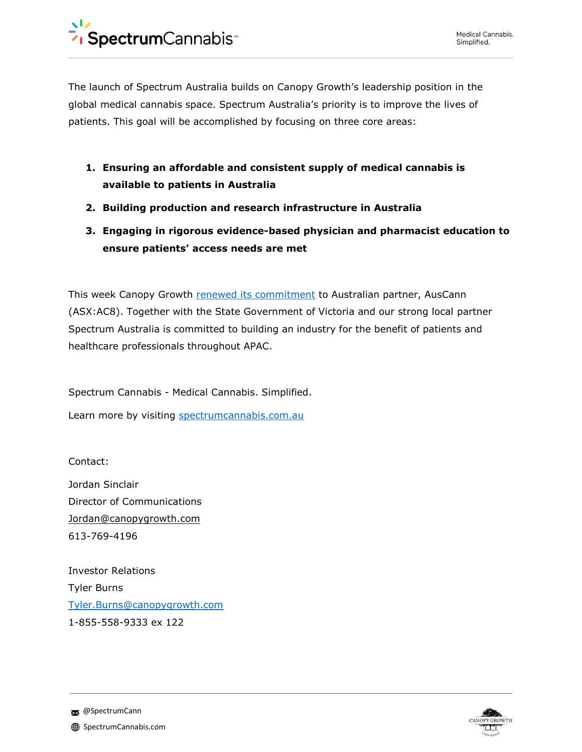The launch of Spectrum Australia builds on Canopy Growth's leadership position in the global medical cannabis space. Spectrum Australia's priority is to improve the lives of patients. This goal will be accomplished by focusing on three core areas:

1. **Ensuring an affordable and consistent supply of medical cannabis is available to patients in Australia**
2. **Building production and research infrastructure in Australia**
3. **Engaging in rigorous evidence-based physician and pharmacist education to ensure patients' access needs are met**

This week Canopy Growth renewed its commitment to Australian partner, AusCann (ASX:AC8). Together with the State Government of Victoria and our strong local partner Spectrum Australia is committed to building an industry for the benefit of patients and healthcare professionals throughout APAC.

Spectrum Cannabis - Medical Cannabis. Simplified.

Learn more by visiting spectrumcannabis.com.au

Contact:

Jordan Sinclair
Director of Communications
Jordan@canopygrowth.com
613-769-4196

Investor Relations
Tyler Burns
Tyler.Burns@canopygrowth.com
1-855-558-9333 ex 122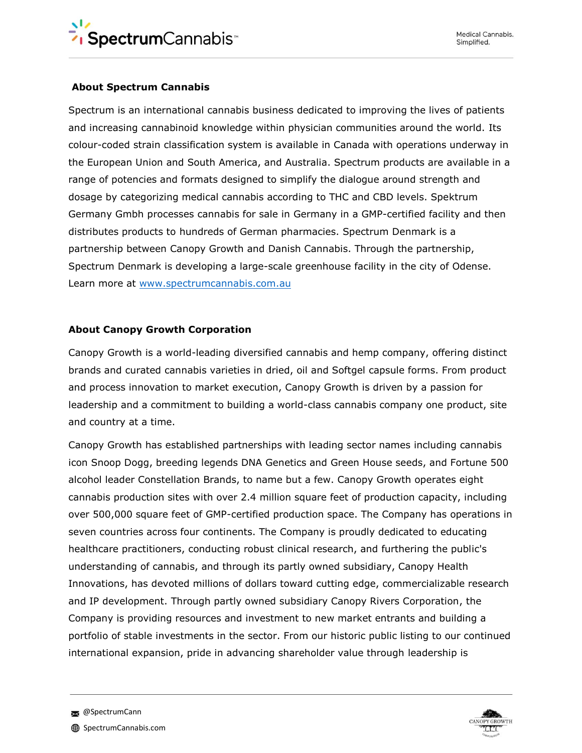## About Spectrum Cannabis

Spectrum is an international cannabis business dedicated to improving the lives of patients and increasing cannabinoid knowledge within physician communities around the world. Its colour-coded strain classification system is available in Canada with operations underway in the European Union and South America, and Australia. Spectrum products are available in a range of potencies and formats designed to simplify the dialogue around strength and dosage by categorizing medical cannabis according to THC and CBD levels. Spektrum Germany Gmbh processes cannabis for sale in Germany in a GMP-certified facility and then distributes products to hundreds of German pharmacies. Spectrum Denmark is a partnership between Canopy Growth and Danish Cannabis. Through the partnership, Spectrum Denmark is developing a large-scale greenhouse facility in the city of Odense. Learn more at [www.spectrumcannabis.com.au](http://www.spectrumcannabis.com.au)

## About Canopy Growth Corporation

Canopy Growth is a world-leading diversified cannabis and hemp company, offering distinct brands and curated cannabis varieties in dried, oil and Softgel capsule forms. From product and process innovation to market execution, Canopy Growth is driven by a passion for leadership and a commitment to building a world-class cannabis company one product, site and country at a time.

Canopy Growth has established partnerships with leading sector names including cannabis icon Snoop Dogg, breeding legends DNA Genetics and Green House seeds, and Fortune 500 alcohol leader Constellation Brands, to name but a few. Canopy Growth operates eight cannabis production sites with over 2.4 million square feet of production capacity, including over 500,000 square feet of GMP-certified production space. The Company has operations in seven countries across four continents. The Company is proudly dedicated to educating healthcare practitioners, conducting robust clinical research, and furthering the public's understanding of cannabis, and through its partly owned subsidiary, Canopy Health Innovations, has devoted millions of dollars toward cutting edge, commercializable research and IP development. Through partly owned subsidiary Canopy Rivers Corporation, the Company is providing resources and investment to new market entrants and building a portfolio of stable investments in the sector. From our historic public listing to our continued international expansion, pride in advancing shareholder value through leadership is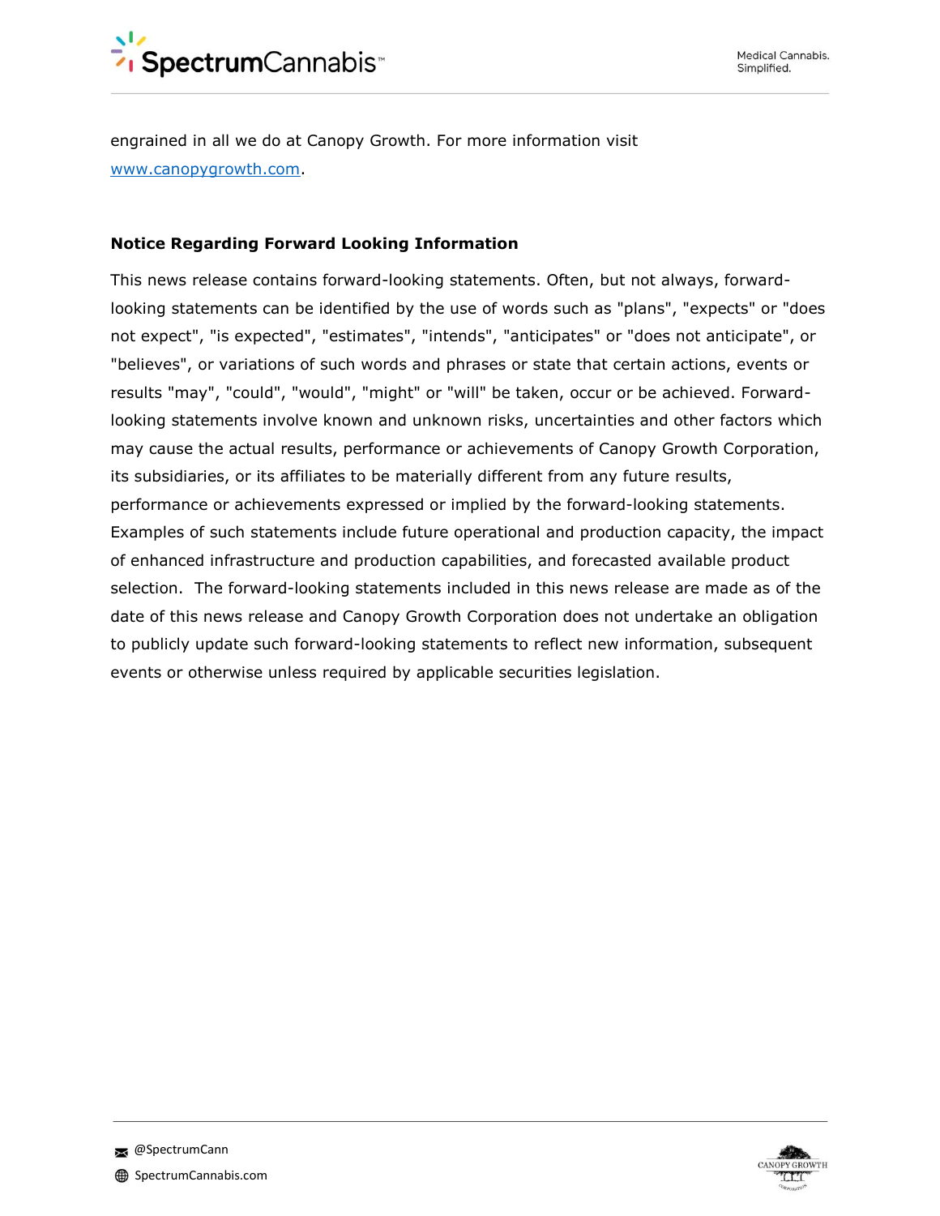engrained in all we do at Canopy Growth. For more information visit [www.canopygrowth.com](http://www.canopygrowth.com).

**Notice Regarding Forward Looking Information**

This news release contains forward-looking statements. Often, but not always, forward-looking statements can be identified by the use of words such as "plans", "expects" or "does not expect", "is expected", "estimates", "intends", "anticipates" or "does not anticipate", or "believes", or variations of such words and phrases or state that certain actions, events or results "may", "could", "would", "might" or "will" be taken, occur or be achieved. Forward-looking statements involve known and unknown risks, uncertainties and other factors which may cause the actual results, performance or achievements of Canopy Growth Corporation, its subsidiaries, or its affiliates to be materially different from any future results, performance or achievements expressed or implied by the forward-looking statements. Examples of such statements include future operational and production capacity, the impact of enhanced infrastructure and production capabilities, and forecasted available product selection. The forward-looking statements included in this news release are made as of the date of this news release and Canopy Growth Corporation does not undertake an obligation to publicly update such forward-looking statements to reflect new information, subsequent events or otherwise unless required by applicable securities legislation.